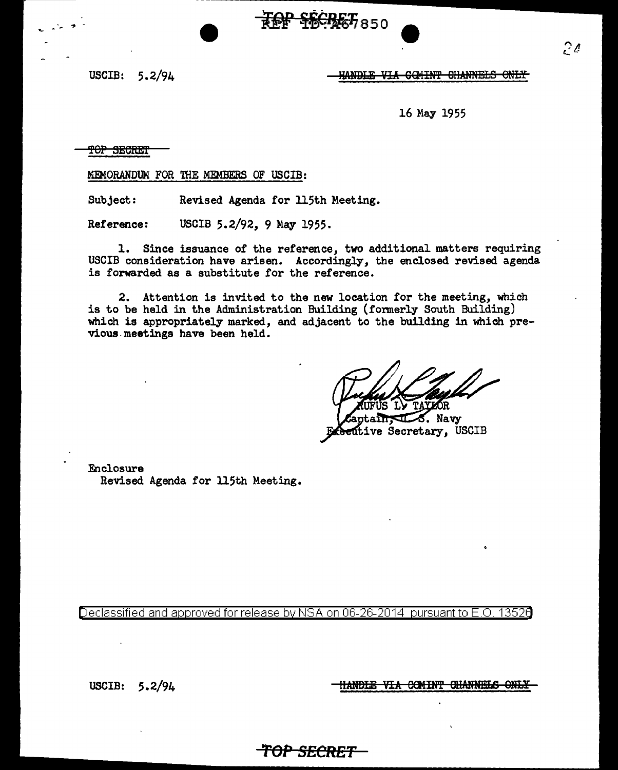TOP SECRET REF ID:A67850

USCIB: 5.2/94

~~HANDLE VIA COMINT CHANNELS ONLY~~

16 May 1955

~~TOP SECRET~~

MEMORANDUM FOR THE MEMBERS OF USCIB:

Subject: Revised Agenda for 115th Meeting.

Reference: USCIB 5.2/92, 9 May 1955.

1. Since issuance of the reference, two additional matters requiring USCIB consideration have arisen. Accordingly, the enclosed revised agenda is forwarded as a substitute for the reference.

2. Attention is invited to the new location for the meeting, which is to be held in the Administration Building (formerly South Building) which is appropriately marked, and adjacent to the building in which previous meetings have been held.

RUFUS L. TAYLOR
Captain, U. S. Navy
Executive Secretary, USCIB

Enclosure
Revised Agenda for 115th Meeting.

Declassified and approved for release by NSA on 06-26-2014 pursuant to E.O. 13526

USCIB: 5.2/94

~~HANDLE VIA COMINT CHANNELS ONLY~~

~~TOP SECRET~~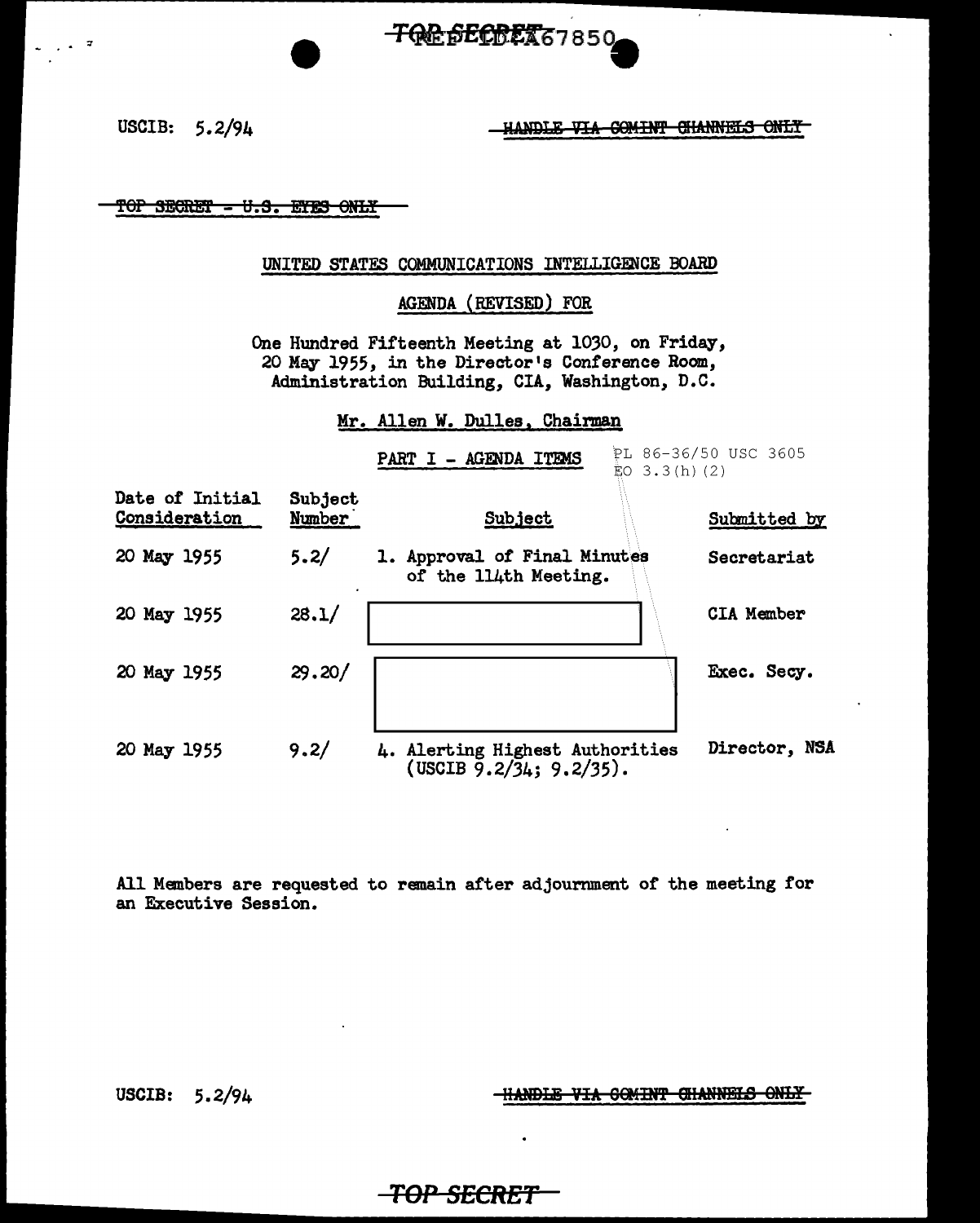USCIB: 5.2/94

~~HANDLE VIA COMINT CHANNELS ONLY~~

~~TOP SECRET - U.S. EYES ONLY~~

UNITED STATES COMMUNICATIONS INTELLIGENCE BOARD

AGENDA (REVISED) FOR

One Hundred Fifteenth Meeting at 1030, on Friday, 20 May 1955, in the Director's Conference Room, Administration Building, CIA, Washington, D.C.

Mr. Allen W. Dulles, Chairman

PART I - AGENDA ITEMS

PL 86-36/50 USC 3605
EO 3.3(h)(2)

| Date of Initial Consideration | Subject Number | Subject | Submitted by |
|---|---|---|---|
| 20 May 1955 | 5.2/ | 1. Approval of Final Minutes of the 114th Meeting. | Secretariat |
| 20 May 1955 | 28.1/ | [redacted] | CIA Member |
| 20 May 1955 | 29.20/ | [redacted] | Exec. Secy. |
| 20 May 1955 | 9.2/ | 4. Alerting Highest Authorities (USCIB 9.2/34; 9.2/35). | Director, NSA |

All Members are requested to remain after adjournment of the meeting for an Executive Session.

USCIB: 5.2/94

~~HANDLE VIA COMINT CHANNELS ONLY~~

~~TOP SECRET~~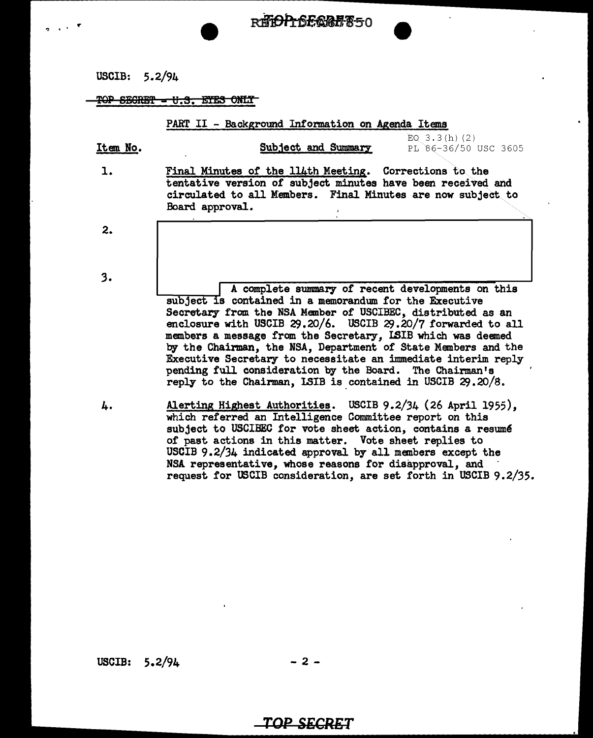USCIB: 5.2/94

~~TOP SECRET - U.S. EYES ONLY~~

PART II - Background Information on Agenda Items

EO 3.3(h)(2)
PL 86-36/50 USC 3605

| Item No. | Subject and Summary |
|---|---|
| 1. | Final Minutes of the 114th Meeting. Corrections to the tentative version of subject minutes have been received and circulated to all Members. Final Minutes are now subject to Board approval. |
| 2. | |
| 3. | A complete summary of recent developments on this subject is contained in a memorandum for the Executive Secretary from the NSA Member of USCIBEC, distributed as an enclosure with USCIB 29.20/6. USCIB 29.20/7 forwarded to all members a message from the Secretary, LSIB which was deemed by the Chairman, the NSA, Department of State Members and the Executive Secretary to necessitate an immediate interim reply pending full consideration by the Board. The Chairman's reply to the Chairman, LSIB is contained in USCIB 29.20/8. |
| 4. | Alerting Highest Authorities. USCIB 9.2/34 (26 April 1955), which referred an Intelligence Committee report on this subject to USCIBEC for vote sheet action, contains a resumé of past actions in this matter. Vote sheet replies to USCIB 9.2/34 indicated approval by all members except the NSA representative, whose reasons for disapproval, and request for USCIB consideration, are set forth in USCIB 9.2/35. |

USCIB: 5.2/94

TOP SECRET